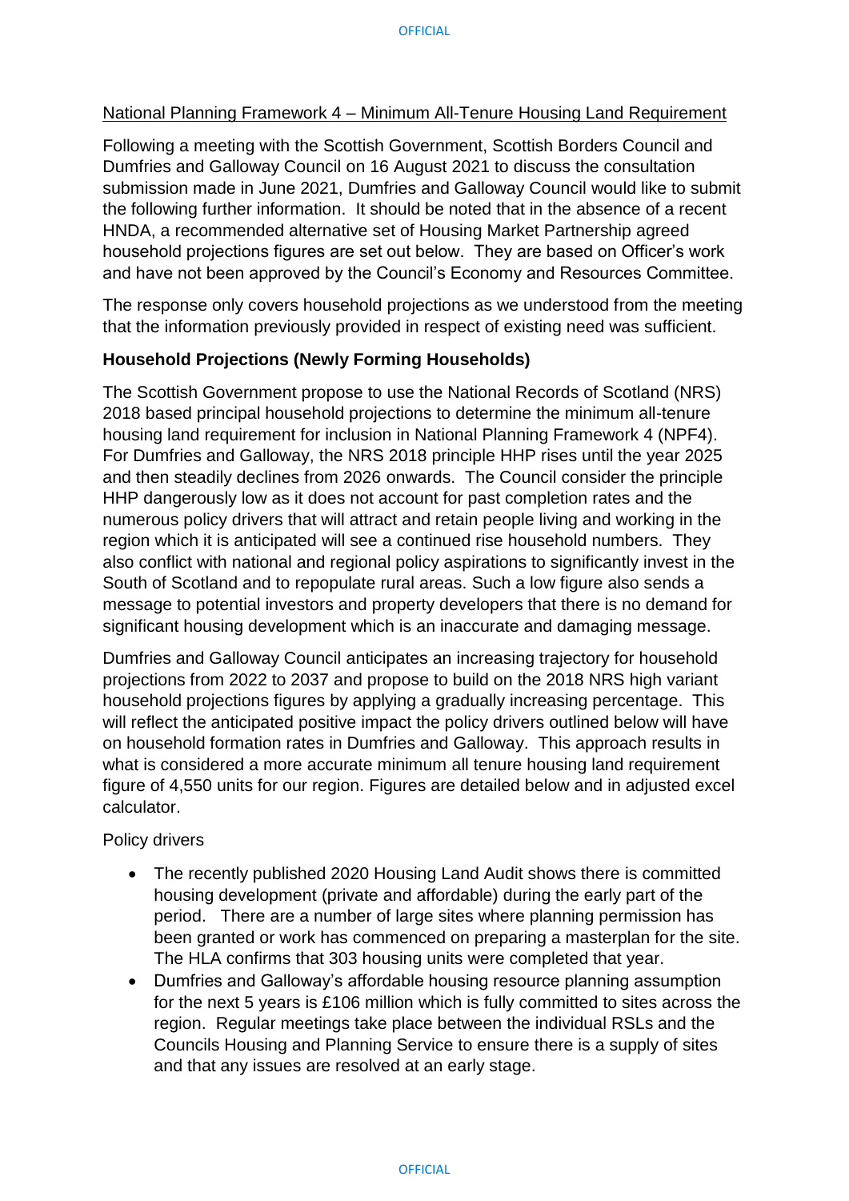National Planning Framework 4 – Minimum All-Tenure Housing Land Requirement

Following a meeting with the Scottish Government, Scottish Borders Council and Dumfries and Galloway Council on 16 August 2021 to discuss the consultation submission made in June 2021, Dumfries and Galloway Council would like to submit the following further information. It should be noted that in the absence of a recent HNDA, a recommended alternative set of Housing Market Partnership agreed household projections figures are set out below. They are based on Officer's work and have not been approved by the Council's Economy and Resources Committee.

The response only covers household projections as we understood from the meeting that the information previously provided in respect of existing need was sufficient.

**Household Projections (Newly Forming Households)**

The Scottish Government propose to use the National Records of Scotland (NRS) 2018 based principal household projections to determine the minimum all-tenure housing land requirement for inclusion in National Planning Framework 4 (NPF4). For Dumfries and Galloway, the NRS 2018 principle HHP rises until the year 2025 and then steadily declines from 2026 onwards. The Council consider the principle HHP dangerously low as it does not account for past completion rates and the numerous policy drivers that will attract and retain people living and working in the region which it is anticipated will see a continued rise household numbers. They also conflict with national and regional policy aspirations to significantly invest in the South of Scotland and to repopulate rural areas. Such a low figure also sends a message to potential investors and property developers that there is no demand for significant housing development which is an inaccurate and damaging message.

Dumfries and Galloway Council anticipates an increasing trajectory for household projections from 2022 to 2037 and propose to build on the 2018 NRS high variant household projections figures by applying a gradually increasing percentage. This will reflect the anticipated positive impact the policy drivers outlined below will have on household formation rates in Dumfries and Galloway. This approach results in what is considered a more accurate minimum all tenure housing land requirement figure of 4,550 units for our region. Figures are detailed below and in adjusted excel calculator.

Policy drivers

- The recently published 2020 Housing Land Audit shows there is committed housing development (private and affordable) during the early part of the period. There are a number of large sites where planning permission has been granted or work has commenced on preparing a masterplan for the site. The HLA confirms that 303 housing units were completed that year.
- Dumfries and Galloway's affordable housing resource planning assumption for the next 5 years is £106 million which is fully committed to sites across the region. Regular meetings take place between the individual RSLs and the Councils Housing and Planning Service to ensure there is a supply of sites and that any issues are resolved at an early stage.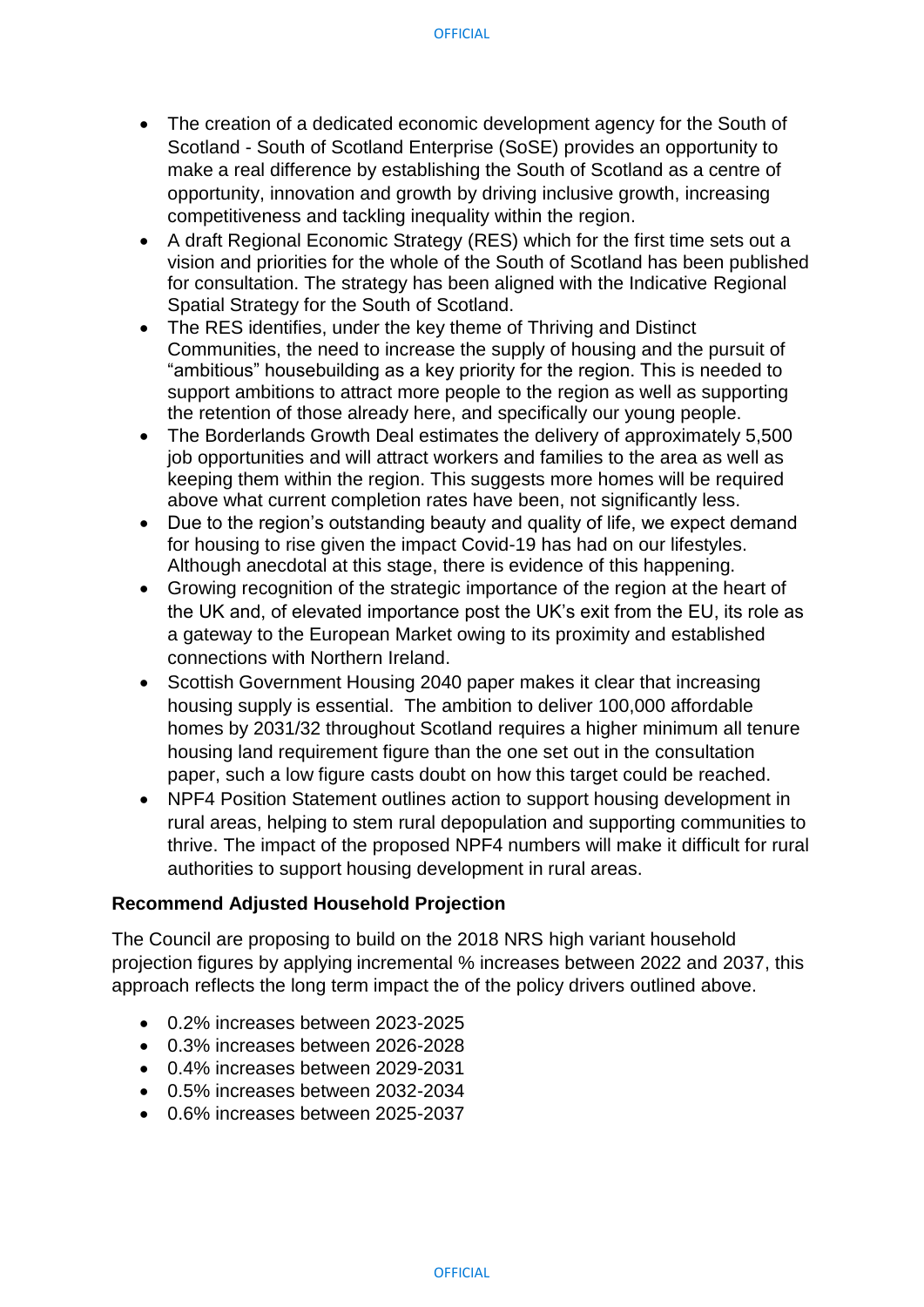- The creation of a dedicated economic development agency for the South of Scotland - South of Scotland Enterprise (SoSE) provides an opportunity to make a real difference by establishing the South of Scotland as a centre of opportunity, innovation and growth by driving inclusive growth, increasing competitiveness and tackling inequality within the region.
- A draft Regional Economic Strategy (RES) which for the first time sets out a vision and priorities for the whole of the South of Scotland has been published for consultation. The strategy has been aligned with the Indicative Regional Spatial Strategy for the South of Scotland.
- The RES identifies, under the key theme of Thriving and Distinct Communities, the need to increase the supply of housing and the pursuit of "ambitious" housebuilding as a key priority for the region. This is needed to support ambitions to attract more people to the region as well as supporting the retention of those already here, and specifically our young people.
- The Borderlands Growth Deal estimates the delivery of approximately 5,500 job opportunities and will attract workers and families to the area as well as keeping them within the region. This suggests more homes will be required above what current completion rates have been, not significantly less.
- Due to the region's outstanding beauty and quality of life, we expect demand for housing to rise given the impact Covid-19 has had on our lifestyles. Although anecdotal at this stage, there is evidence of this happening.
- Growing recognition of the strategic importance of the region at the heart of the UK and, of elevated importance post the UK's exit from the EU, its role as a gateway to the European Market owing to its proximity and established connections with Northern Ireland.
- Scottish Government Housing 2040 paper makes it clear that increasing housing supply is essential. The ambition to deliver 100,000 affordable homes by 2031/32 throughout Scotland requires a higher minimum all tenure housing land requirement figure than the one set out in the consultation paper, such a low figure casts doubt on how this target could be reached.
- NPF4 Position Statement outlines action to support housing development in rural areas, helping to stem rural depopulation and supporting communities to thrive. The impact of the proposed NPF4 numbers will make it difficult for rural authorities to support housing development in rural areas.

**Recommend Adjusted Household Projection**

The Council are proposing to build on the 2018 NRS high variant household projection figures by applying incremental % increases between 2022 and 2037, this approach reflects the long term impact the of the policy drivers outlined above.

- 0.2% increases between 2023-2025
- 0.3% increases between 2026-2028
- 0.4% increases between 2029-2031
- 0.5% increases between 2032-2034
- 0.6% increases between 2025-2037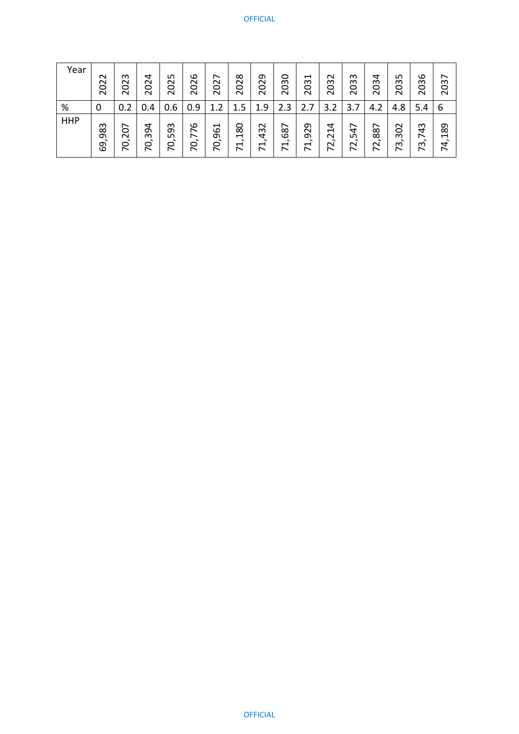| Year | 2022 | 2023 | 2024 | 2025 | 2026 | 2027 | 2028 | 2029 | 2030 | 2031 | 2032 | 2033 | 2034 | 2035 | 2036 | 2037 |
|---|---|---|---|---|---|---|---|---|---|---|---|---|---|---|---|---|
| % | 0 | 0.2 | 0.4 | 0.6 | 0.9 | 1.2 | 1.5 | 1.9 | 2.3 | 2.7 | 3.2 | 3.7 | 4.2 | 4.8 | 5.4 | 6 |
| HHP | 69,983 | 70,207 | 70,394 | 70,593 | 70,776 | 70,961 | 71,180 | 71,432 | 71,687 | 71,929 | 72,214 | 72,547 | 72,887 | 73,302 | 73,743 | 74,189 |